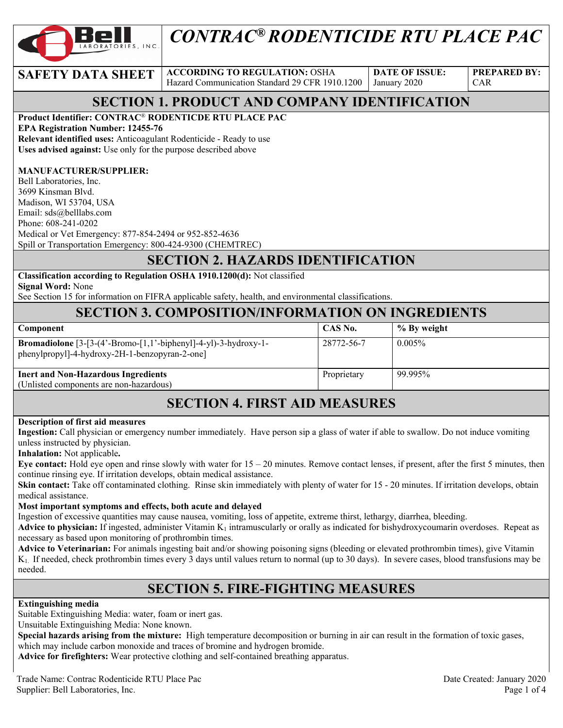# CONTRAC® RODENTICIDE RTU PLACE PAC

| SAFETY DATA SHEET | ACCORDING TO REGULATION: OSHA Hazard Communication Standard 29 CFR 1910.1200 | DATE OF ISSUE: January 2020 | PREPARED BY: CAR |
|---|---|---|---|

## SECTION 1. PRODUCT AND COMPANY IDENTIFICATION

**Product Identifier: CONTRAC® RODENTICDE RTU PLACE PAC**
**EPA Registration Number: 12455-76**
**Relevant identified uses:** Anticoagulant Rodenticide - Ready to use
**Uses advised against:** Use only for the purpose described above

**MANUFACTURER/SUPPLIER:**
Bell Laboratories, Inc.
3699 Kinsman Blvd.
Madison, WI 53704, USA
Email: sds@belllabs.com
Phone: 608-241-0202
Medical or Vet Emergency: 877-854-2494 or 952-852-4636
Spill or Transportation Emergency: 800-424-9300 (CHEMTREC)

## SECTION 2. HAZARDS IDENTIFICATION

**Classification according to Regulation OSHA 1910.1200(d):** Not classified
**Signal Word:** None
See Section 15 for information on FIFRA applicable safety, health, and environmental classifications.

## SECTION 3. COMPOSITION/INFORMATION ON INGREDIENTS

| Component | CAS No. | % By weight |
|---|---|---|
| **Bromadiolone** [3-[3-(4'-Bromo-[1,1'-biphenyl]-4-yl)-3-hydroxy-1-phenylpropyl]-4-hydroxy-2H-1-benzopyran-2-one] | 28772-56-7 | 0.005% |
| **Inert and Non-Hazardous Ingredients** (Unlisted components are non-hazardous) | Proprietary | 99.995% |

## SECTION 4. FIRST AID MEASURES

**Description of first aid measures**
**Ingestion:** Call physician or emergency number immediately. Have person sip a glass of water if able to swallow. Do not induce vomiting unless instructed by physician.
**Inhalation:** Not applicable**.**
**Eye contact:** Hold eye open and rinse slowly with water for 15 – 20 minutes. Remove contact lenses, if present, after the first 5 minutes, then continue rinsing eye. If irritation develops, obtain medical assistance.
**Skin contact:** Take off contaminated clothing. Rinse skin immediately with plenty of water for 15 - 20 minutes. If irritation develops, obtain medical assistance.
**Most important symptoms and effects, both acute and delayed**
Ingestion of excessive quantities may cause nausea, vomiting, loss of appetite, extreme thirst, lethargy, diarrhea, bleeding.
**Advice to physician:** If ingested, administer Vitamin $K_1$ intramuscularly or orally as indicated for bishydroxycoumarin overdoses. Repeat as necessary as based upon monitoring of prothrombin times.
**Advice to Veterinarian:** For animals ingesting bait and/or showing poisoning signs (bleeding or elevated prothrombin times), give Vitamin $K_1$. If needed, check prothrombin times every 3 days until values return to normal (up to 30 days). In severe cases, blood transfusions may be needed.

## SECTION 5. FIRE-FIGHTING MEASURES

**Extinguishing media**
Suitable Extinguishing Media: water, foam or inert gas.
Unsuitable Extinguishing Media: None known.
**Special hazards arising from the mixture:** High temperature decomposition or burning in air can result in the formation of toxic gases, which may include carbon monoxide and traces of bromine and hydrogen bromide.
**Advice for firefighters:** Wear protective clothing and self-contained breathing apparatus.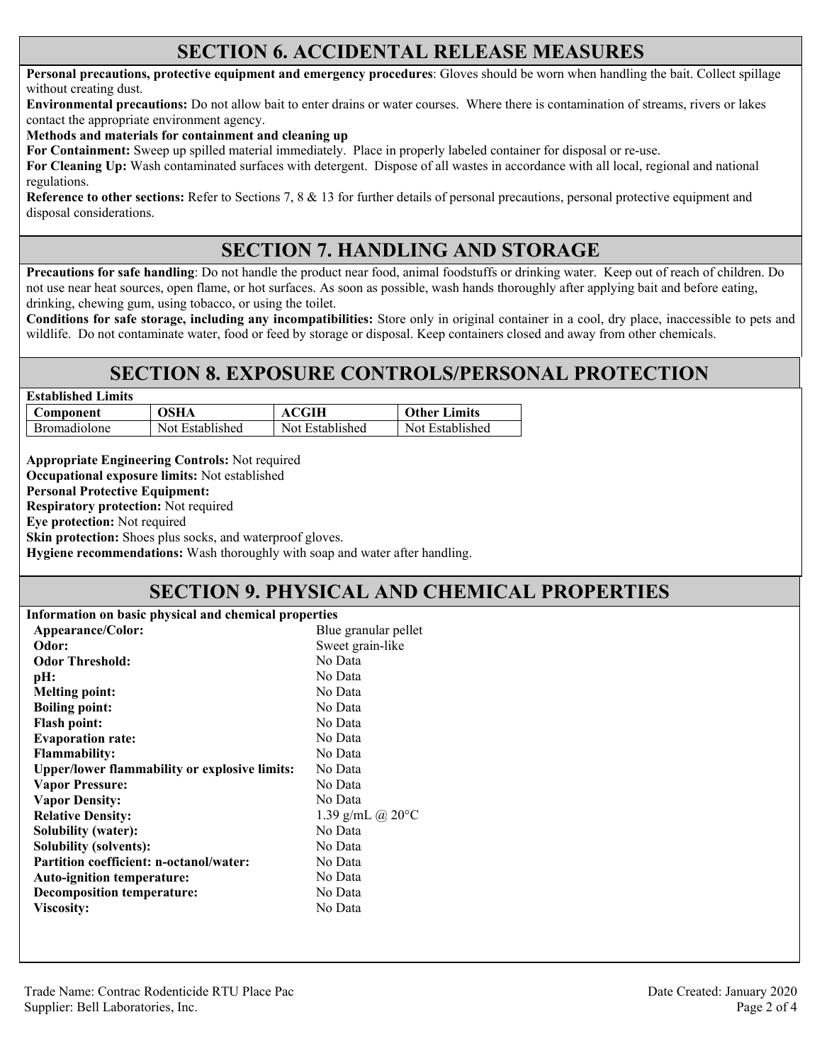## SECTION 6. ACCIDENTAL RELEASE MEASURES

**Personal precautions, protective equipment and emergency procedures**: Gloves should be worn when handling the bait. Collect spillage without creating dust.

**Environmental precautions:** Do not allow bait to enter drains or water courses. Where there is contamination of streams, rivers or lakes contact the appropriate environment agency.

**Methods and materials for containment and cleaning up**

**For Containment:** Sweep up spilled material immediately. Place in properly labeled container for disposal or re-use.

**For Cleaning Up:** Wash contaminated surfaces with detergent. Dispose of all wastes in accordance with all local, regional and national regulations.

**Reference to other sections:** Refer to Sections 7, 8 & 13 for further details of personal precautions, personal protective equipment and disposal considerations.

## SECTION 7. HANDLING AND STORAGE

**Precautions for safe handling**: Do not handle the product near food, animal foodstuffs or drinking water. Keep out of reach of children. Do not use near heat sources, open flame, or hot surfaces. As soon as possible, wash hands thoroughly after applying bait and before eating, drinking, chewing gum, using tobacco, or using the toilet.

**Conditions for safe storage, including any incompatibilities:** Store only in original container in a cool, dry place, inaccessible to pets and wildlife. Do not contaminate water, food or feed by storage or disposal. Keep containers closed and away from other chemicals.

## SECTION 8. EXPOSURE CONTROLS/PERSONAL PROTECTION

**Established Limits**

| Component | OSHA | ACGIH | Other Limits |
|---|---|---|---|
| Bromadiolone | Not Established | Not Established | Not Established |

**Appropriate Engineering Controls:** Not required

**Occupational exposure limits:** Not established

**Personal Protective Equipment:**

**Respiratory protection:** Not required

**Eye protection:** Not required

**Skin protection:** Shoes plus socks, and waterproof gloves.

**Hygiene recommendations:** Wash thoroughly with soap and water after handling.

## SECTION 9. PHYSICAL AND CHEMICAL PROPERTIES

**Information on basic physical and chemical properties**

| | |
|---|---|
| **Appearance/Color:** | Blue granular pellet |
| **Odor:** | Sweet grain-like |
| **Odor Threshold:** | No Data |
| **pH:** | No Data |
| **Melting point:** | No Data |
| **Boiling point:** | No Data |
| **Flash point:** | No Data |
| **Evaporation rate:** | No Data |
| **Flammability:** | No Data |
| **Upper/lower flammability or explosive limits:** | No Data |
| **Vapor Pressure:** | No Data |
| **Vapor Density:** | No Data |
| **Relative Density:** | 1.39 g/mL @ 20°C |
| **Solubility (water):** | No Data |
| **Solubility (solvents):** | No Data |
| **Partition coefficient: n-octanol/water:** | No Data |
| **Auto-ignition temperature:** | No Data |
| **Decomposition temperature:** | No Data |
| **Viscosity:** | No Data |

Trade Name: Contrac Rodenticide RTU Place Pac
Supplier: Bell Laboratories, Inc.
Date Created: January 2020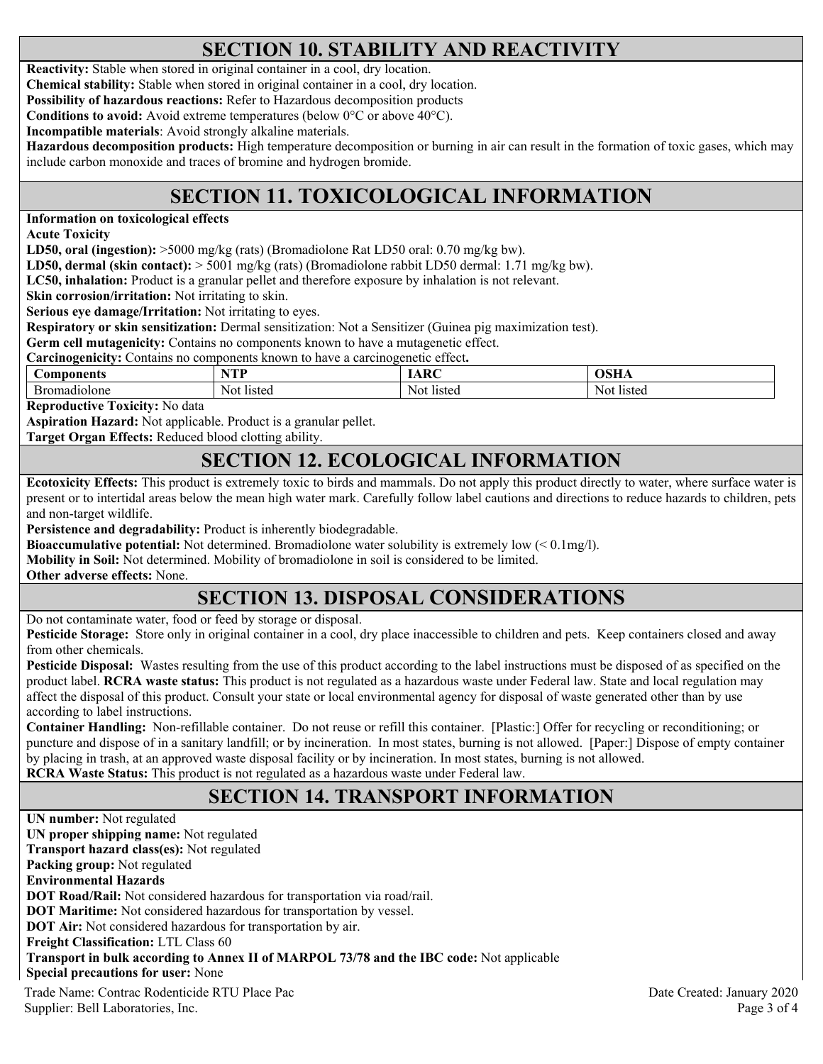## SECTION 10. STABILITY AND REACTIVITY

**Reactivity:** Stable when stored in original container in a cool, dry location.

**Chemical stability:** Stable when stored in original container in a cool, dry location.

**Possibility of hazardous reactions:** Refer to Hazardous decomposition products

**Conditions to avoid:** Avoid extreme temperatures (below 0°C or above 40°C).

**Incompatible materials**: Avoid strongly alkaline materials.

**Hazardous decomposition products:** High temperature decomposition or burning in air can result in the formation of toxic gases, which may include carbon monoxide and traces of bromine and hydrogen bromide.

## SECTION 11. TOXICOLOGICAL INFORMATION

**Information on toxicological effects**

**Acute Toxicity**

**LD50, oral (ingestion):** >5000 mg/kg (rats) (Bromadiolone Rat LD50 oral: 0.70 mg/kg bw).

**LD50, dermal (skin contact):** > 5001 mg/kg (rats) (Bromadiolone rabbit LD50 dermal: 1.71 mg/kg bw).

**LC50, inhalation:** Product is a granular pellet and therefore exposure by inhalation is not relevant.

**Skin corrosion/irritation:** Not irritating to skin.

**Serious eye damage/Irritation:** Not irritating to eyes.

**Respiratory or skin sensitization:** Dermal sensitization: Not a Sensitizer (Guinea pig maximization test).

**Germ cell mutagenicity:** Contains no components known to have a mutagenetic effect.

**Carcinogenicity:** Contains no components known to have a carcinogenetic effect**.**

| Components | NTP | IARC | OSHA |
|---|---|---|---|
| Bromadiolone | Not listed | Not listed | Not listed |

**Reproductive Toxicity:** No data

**Aspiration Hazard:** Not applicable. Product is a granular pellet.

**Target Organ Effects:** Reduced blood clotting ability.

## SECTION 12. ECOLOGICAL INFORMATION

**Ecotoxicity Effects:** This product is extremely toxic to birds and mammals. Do not apply this product directly to water, where surface water is present or to intertidal areas below the mean high water mark. Carefully follow label cautions and directions to reduce hazards to children, pets and non-target wildlife.

**Persistence and degradability:** Product is inherently biodegradable.

**Bioaccumulative potential:** Not determined. Bromadiolone water solubility is extremely low (< 0.1mg/l).

**Mobility in Soil:** Not determined. Mobility of bromadiolone in soil is considered to be limited.

**Other adverse effects:** None.

## SECTION 13. DISPOSAL CONSIDERATIONS

Do not contaminate water, food or feed by storage or disposal.

**Pesticide Storage:** Store only in original container in a cool, dry place inaccessible to children and pets. Keep containers closed and away from other chemicals.

**Pesticide Disposal:** Wastes resulting from the use of this product according to the label instructions must be disposed of as specified on the product label. **RCRA waste status:** This product is not regulated as a hazardous waste under Federal law. State and local regulation may affect the disposal of this product. Consult your state or local environmental agency for disposal of waste generated other than by use according to label instructions.

**Container Handling:** Non-refillable container. Do not reuse or refill this container. [Plastic:] Offer for recycling or reconditioning; or puncture and dispose of in a sanitary landfill; or by incineration. In most states, burning is not allowed. [Paper:] Dispose of empty container by placing in trash, at an approved waste disposal facility or by incineration. In most states, burning is not allowed.

**RCRA Waste Status:** This product is not regulated as a hazardous waste under Federal law.

## SECTION 14. TRANSPORT INFORMATION

**UN number:** Not regulated

**UN proper shipping name:** Not regulated

**Transport hazard class(es):** Not regulated

**Packing group:** Not regulated

**Environmental Hazards**

**DOT Road/Rail:** Not considered hazardous for transportation via road/rail.

**DOT Maritime:** Not considered hazardous for transportation by vessel.

**DOT Air:** Not considered hazardous for transportation by air.

**Freight Classification:** LTL Class 60

**Transport in bulk according to Annex II of MARPOL 73/78 and the IBC code:** Not applicable

**Special precautions for user:** None

Trade Name: Contrac Rodenticide RTU Place Pac
Supplier: Bell Laboratories, Inc.
Date Created: January 2020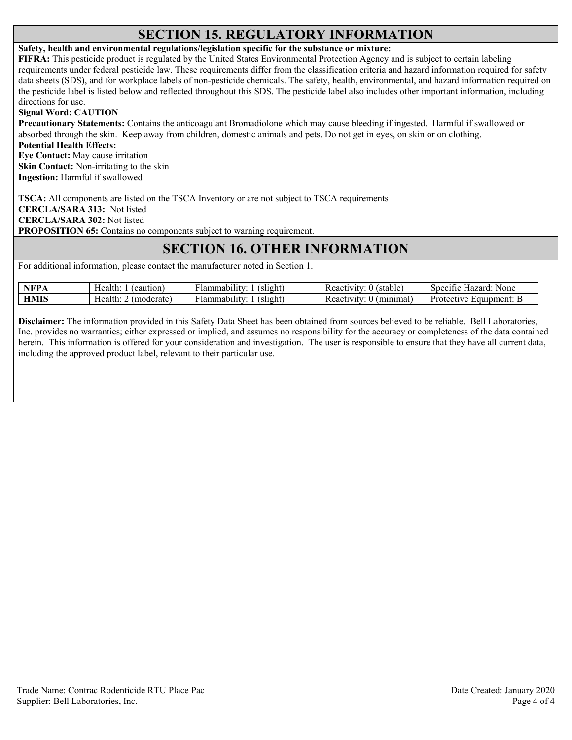## SECTION 15. REGULATORY INFORMATION

**Safety, health and environmental regulations/legislation specific for the substance or mixture:**

**FIFRA:** This pesticide product is regulated by the United States Environmental Protection Agency and is subject to certain labeling requirements under federal pesticide law. These requirements differ from the classification criteria and hazard information required for safety data sheets (SDS), and for workplace labels of non-pesticide chemicals. The safety, health, environmental, and hazard information required on the pesticide label is listed below and reflected throughout this SDS. The pesticide label also includes other important information, including directions for use.

**Signal Word: CAUTION**

**Precautionary Statements:** Contains the anticoagulant Bromadiolone which may cause bleeding if ingested. Harmful if swallowed or absorbed through the skin. Keep away from children, domestic animals and pets. Do not get in eyes, on skin or on clothing.

**Potential Health Effects:**

**Eye Contact:** May cause irritation

**Skin Contact:** Non-irritating to the skin

**Ingestion:** Harmful if swallowed

**TSCA:** All components are listed on the TSCA Inventory or are not subject to TSCA requirements

**CERCLA/SARA 313:** Not listed

**CERCLA/SARA 302:** Not listed

**PROPOSITION 65:** Contains no components subject to warning requirement.

## SECTION 16. OTHER INFORMATION

For additional information, please contact the manufacturer noted in Section 1.

| | | | | |
|---|---|---|---|---|
| **NFPA** | Health: 1 (caution) | Flammability: 1 (slight) | Reactivity: 0 (stable) | Specific Hazard: None |
| **HMIS** | Health: 2 (moderate) | Flammability: 1 (slight) | Reactivity: 0 (minimal) | Protective Equipment: B |

**Disclaimer:** The information provided in this Safety Data Sheet has been obtained from sources believed to be reliable. Bell Laboratories, Inc. provides no warranties; either expressed or implied, and assumes no responsibility for the accuracy or completeness of the data contained herein. This information is offered for your consideration and investigation. The user is responsible to ensure that they have all current data, including the approved product label, relevant to their particular use.